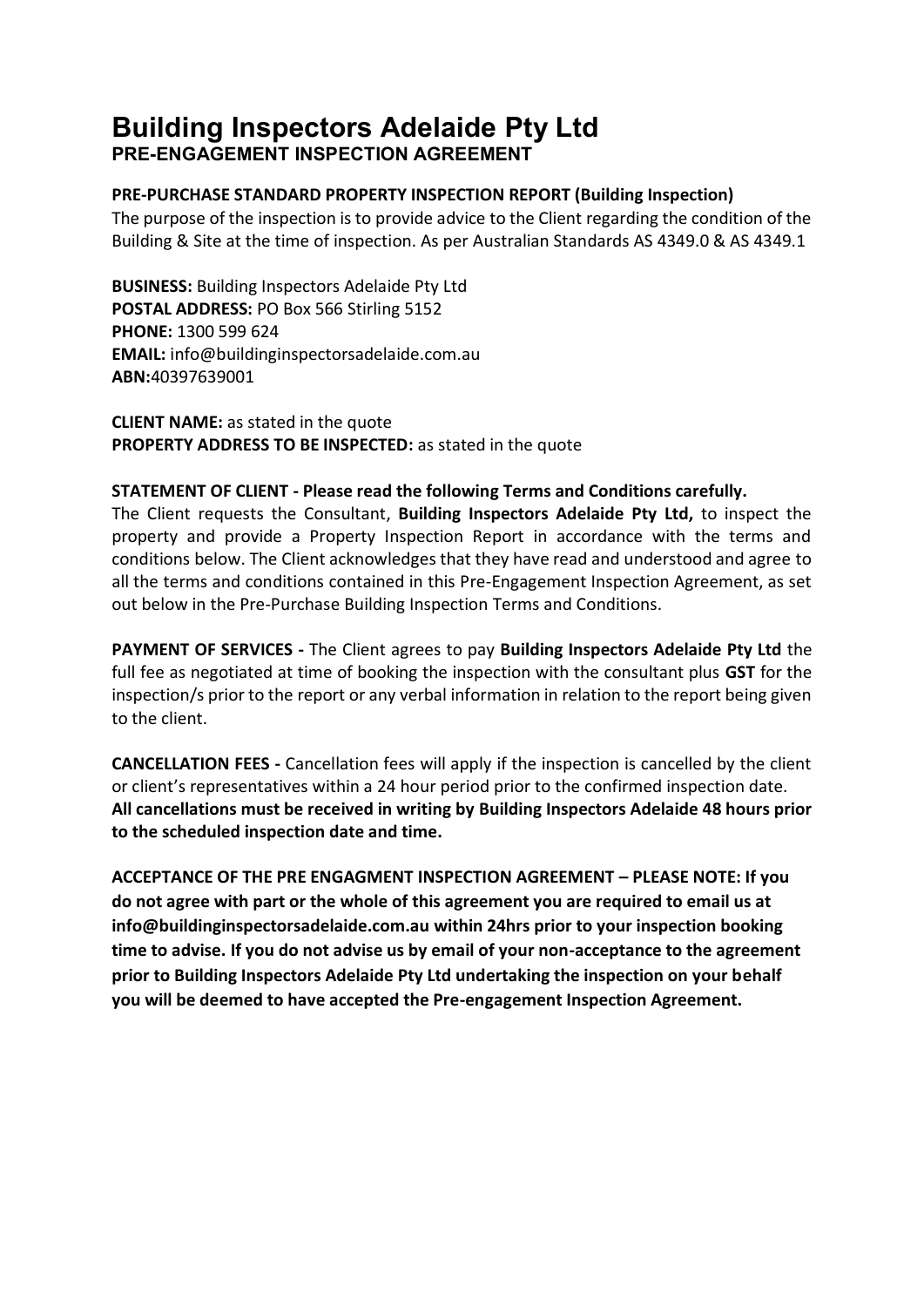# Building Inspectors Adelaide Pty Ltd

## PRE-ENGAGEMENT INSPECTION AGREEMENT

**PRE-PURCHASE STANDARD PROPERTY INSPECTION REPORT (Building Inspection)**

The purpose of the inspection is to provide advice to the Client regarding the condition of the Building & Site at the time of inspection. As per Australian Standards AS 4349.0 & AS 4349.1

**BUSINESS:** Building Inspectors Adelaide Pty Ltd
**POSTAL ADDRESS:** PO Box 566 Stirling 5152
**PHONE:** 1300 599 624
**EMAIL:** info@buildinginspectorsadelaide.com.au
**ABN:**40397639001

**CLIENT NAME:** as stated in the quote
**PROPERTY ADDRESS TO BE INSPECTED:** as stated in the quote

**STATEMENT OF CLIENT - Please read the following Terms and Conditions carefully.**

The Client requests the Consultant, **Building Inspectors Adelaide Pty Ltd,** to inspect the property and provide a Property Inspection Report in accordance with the terms and conditions below. The Client acknowledges that they have read and understood and agree to all the terms and conditions contained in this Pre-Engagement Inspection Agreement, as set out below in the Pre-Purchase Building Inspection Terms and Conditions.

**PAYMENT OF SERVICES -** The Client agrees to pay **Building Inspectors Adelaide Pty Ltd** the full fee as negotiated at time of booking the inspection with the consultant plus **GST** for the inspection/s prior to the report or any verbal information in relation to the report being given to the client.

**CANCELLATION FEES -** Cancellation fees will apply if the inspection is cancelled by the client or client's representatives within a 24 hour period prior to the confirmed inspection date. **All cancellations must be received in writing by Building Inspectors Adelaide 48 hours prior to the scheduled inspection date and time.**

**ACCEPTANCE OF THE PRE ENGAGMENT INSPECTION AGREEMENT – PLEASE NOTE: If you do not agree with part or the whole of this agreement you are required to email us at info@buildinginspectorsadelaide.com.au within 24hrs prior to your inspection booking time to advise. If you do not advise us by email of your non-acceptance to the agreement prior to Building Inspectors Adelaide Pty Ltd undertaking the inspection on your behalf you will be deemed to have accepted the Pre-engagement Inspection Agreement.**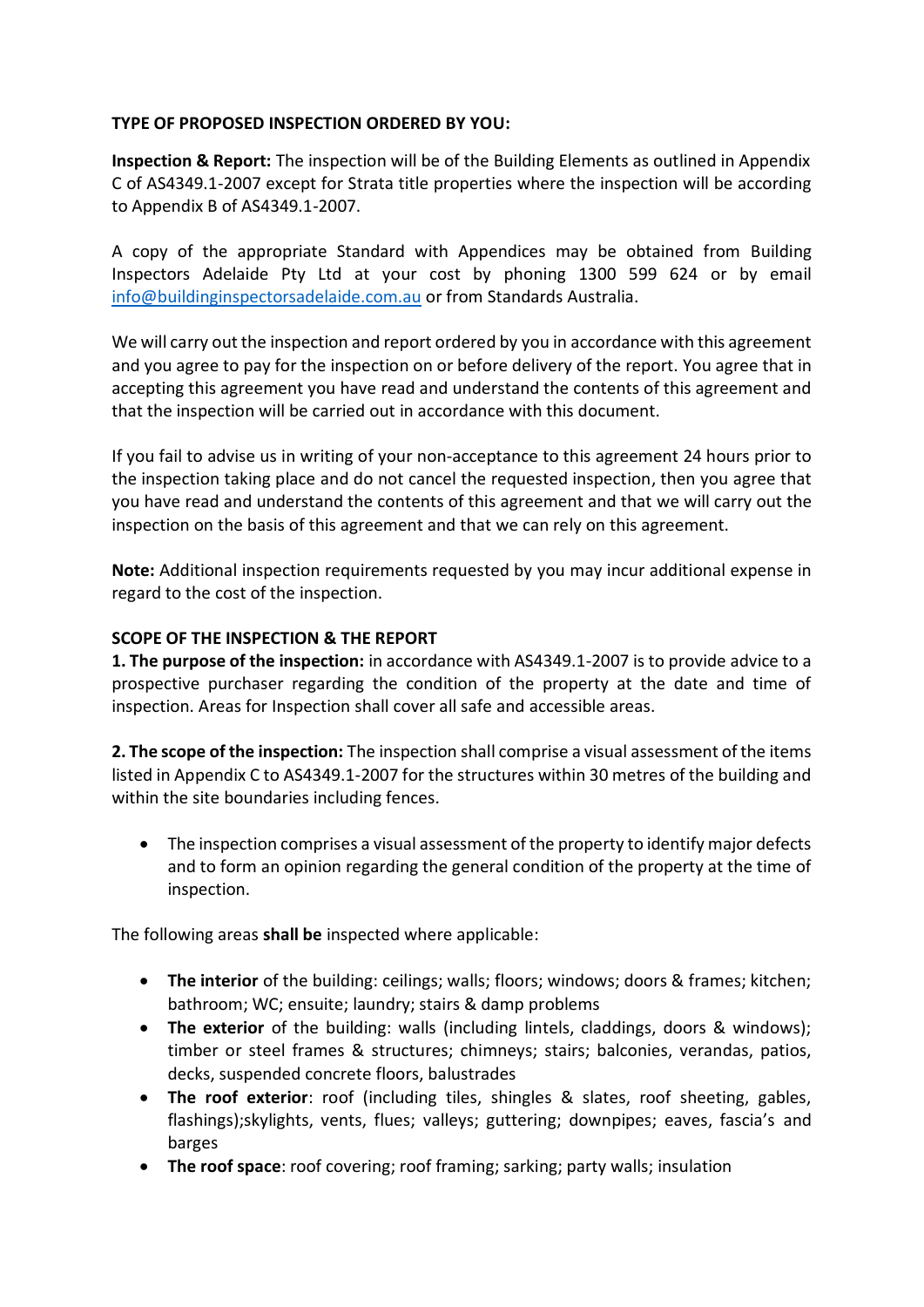**TYPE OF PROPOSED INSPECTION ORDERED BY YOU:**

**Inspection & Report:** The inspection will be of the Building Elements as outlined in Appendix C of AS4349.1-2007 except for Strata title properties where the inspection will be according to Appendix B of AS4349.1-2007.

A copy of the appropriate Standard with Appendices may be obtained from Building Inspectors Adelaide Pty Ltd at your cost by phoning 1300 599 624 or by email info@buildinginspectorsadelaide.com.au or from Standards Australia.

We will carry out the inspection and report ordered by you in accordance with this agreement and you agree to pay for the inspection on or before delivery of the report. You agree that in accepting this agreement you have read and understand the contents of this agreement and that the inspection will be carried out in accordance with this document.

If you fail to advise us in writing of your non-acceptance to this agreement 24 hours prior to the inspection taking place and do not cancel the requested inspection, then you agree that you have read and understand the contents of this agreement and that we will carry out the inspection on the basis of this agreement and that we can rely on this agreement.

**Note:** Additional inspection requirements requested by you may incur additional expense in regard to the cost of the inspection.

**SCOPE OF THE INSPECTION & THE REPORT**

**1. The purpose of the inspection:** in accordance with AS4349.1-2007 is to provide advice to a prospective purchaser regarding the condition of the property at the date and time of inspection. Areas for Inspection shall cover all safe and accessible areas.

**2. The scope of the inspection:** The inspection shall comprise a visual assessment of the items listed in Appendix C to AS4349.1-2007 for the structures within 30 metres of the building and within the site boundaries including fences.

- The inspection comprises a visual assessment of the property to identify major defects and to form an opinion regarding the general condition of the property at the time of inspection.

The following areas **shall be** inspected where applicable:

- **The interior** of the building: ceilings; walls; floors; windows; doors & frames; kitchen; bathroom; WC; ensuite; laundry; stairs & damp problems
- **The exterior** of the building: walls (including lintels, claddings, doors & windows); timber or steel frames & structures; chimneys; stairs; balconies, verandas, patios, decks, suspended concrete floors, balustrades
- **The roof exterior**: roof (including tiles, shingles & slates, roof sheeting, gables, flashings);skylights, vents, flues; valleys; guttering; downpipes; eaves, fascia's and barges
- **The roof space**: roof covering; roof framing; sarking; party walls; insulation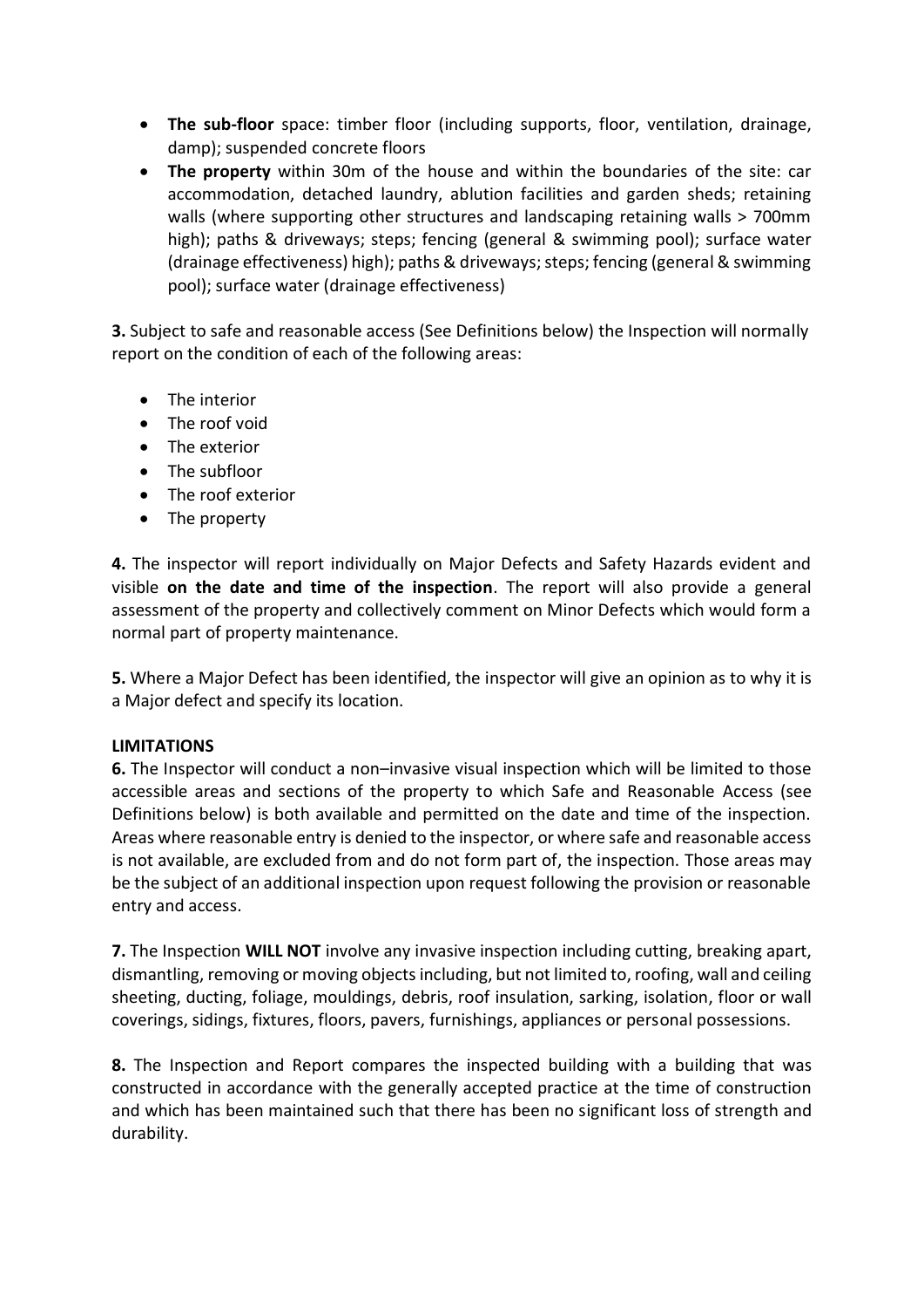- **The sub-floor** space: timber floor (including supports, floor, ventilation, drainage, damp); suspended concrete floors
- **The property** within 30m of the house and within the boundaries of the site: car accommodation, detached laundry, ablution facilities and garden sheds; retaining walls (where supporting other structures and landscaping retaining walls > 700mm high); paths & driveways; steps; fencing (general & swimming pool); surface water (drainage effectiveness) high); paths & driveways; steps; fencing (general & swimming pool); surface water (drainage effectiveness)

**3.** Subject to safe and reasonable access (See Definitions below) the Inspection will normally report on the condition of each of the following areas:

- The interior
- The roof void
- The exterior
- The subfloor
- The roof exterior
- The property

**4.** The inspector will report individually on Major Defects and Safety Hazards evident and visible **on the date and time of the inspection**. The report will also provide a general assessment of the property and collectively comment on Minor Defects which would form a normal part of property maintenance.

**5.** Where a Major Defect has been identified, the inspector will give an opinion as to why it is a Major defect and specify its location.

**LIMITATIONS**

**6.** The Inspector will conduct a non–invasive visual inspection which will be limited to those accessible areas and sections of the property to which Safe and Reasonable Access (see Definitions below) is both available and permitted on the date and time of the inspection. Areas where reasonable entry is denied to the inspector, or where safe and reasonable access is not available, are excluded from and do not form part of, the inspection. Those areas may be the subject of an additional inspection upon request following the provision or reasonable entry and access.

**7.** The Inspection **WILL NOT** involve any invasive inspection including cutting, breaking apart, dismantling, removing or moving objects including, but not limited to, roofing, wall and ceiling sheeting, ducting, foliage, mouldings, debris, roof insulation, sarking, isolation, floor or wall coverings, sidings, fixtures, floors, pavers, furnishings, appliances or personal possessions.

**8.** The Inspection and Report compares the inspected building with a building that was constructed in accordance with the generally accepted practice at the time of construction and which has been maintained such that there has been no significant loss of strength and durability.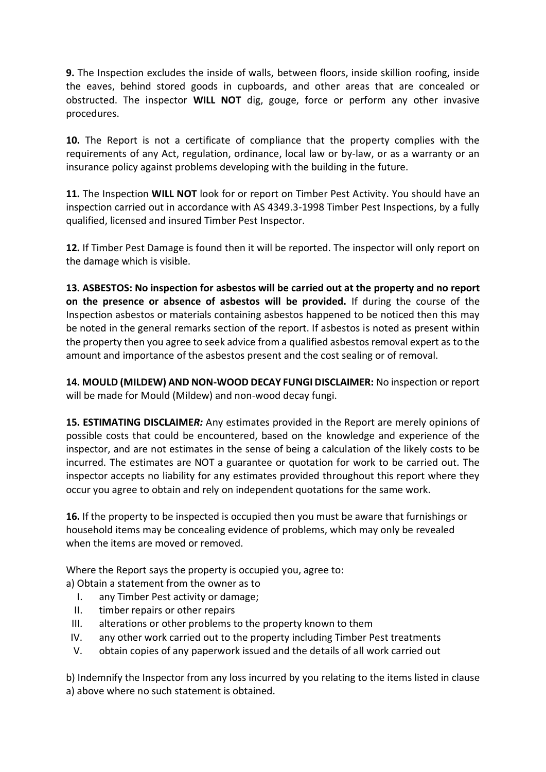**9.** The Inspection excludes the inside of walls, between floors, inside skillion roofing, inside the eaves, behind stored goods in cupboards, and other areas that are concealed or obstructed. The inspector **WILL NOT** dig, gouge, force or perform any other invasive procedures.

**10.** The Report is not a certificate of compliance that the property complies with the requirements of any Act, regulation, ordinance, local law or by-law, or as a warranty or an insurance policy against problems developing with the building in the future.

**11.** The Inspection **WILL NOT** look for or report on Timber Pest Activity. You should have an inspection carried out in accordance with AS 4349.3-1998 Timber Pest Inspections, by a fully qualified, licensed and insured Timber Pest Inspector.

**12.** If Timber Pest Damage is found then it will be reported. The inspector will only report on the damage which is visible.

**13. ASBESTOS: No inspection for asbestos will be carried out at the property and no report on the presence or absence of asbestos will be provided.** If during the course of the Inspection asbestos or materials containing asbestos happened to be noticed then this may be noted in the general remarks section of the report. If asbestos is noted as present within the property then you agree to seek advice from a qualified asbestos removal expert as to the amount and importance of the asbestos present and the cost sealing or of removal.

**14. MOULD (MILDEW) AND NON-WOOD DECAY FUNGI DISCLAIMER:** No inspection or report will be made for Mould (Mildew) and non-wood decay fungi.

**15. ESTIMATING DISCLAIME*R:*** Any estimates provided in the Report are merely opinions of possible costs that could be encountered, based on the knowledge and experience of the inspector, and are not estimates in the sense of being a calculation of the likely costs to be incurred. The estimates are NOT a guarantee or quotation for work to be carried out. The inspector accepts no liability for any estimates provided throughout this report where they occur you agree to obtain and rely on independent quotations for the same work.

**16.** If the property to be inspected is occupied then you must be aware that furnishings or household items may be concealing evidence of problems, which may only be revealed when the items are moved or removed.

Where the Report says the property is occupied you, agree to:

a) Obtain a statement from the owner as to

I. any Timber Pest activity or damage;
II. timber repairs or other repairs
III. alterations or other problems to the property known to them
IV. any other work carried out to the property including Timber Pest treatments
V. obtain copies of any paperwork issued and the details of all work carried out

b) Indemnify the Inspector from any loss incurred by you relating to the items listed in clause a) above where no such statement is obtained.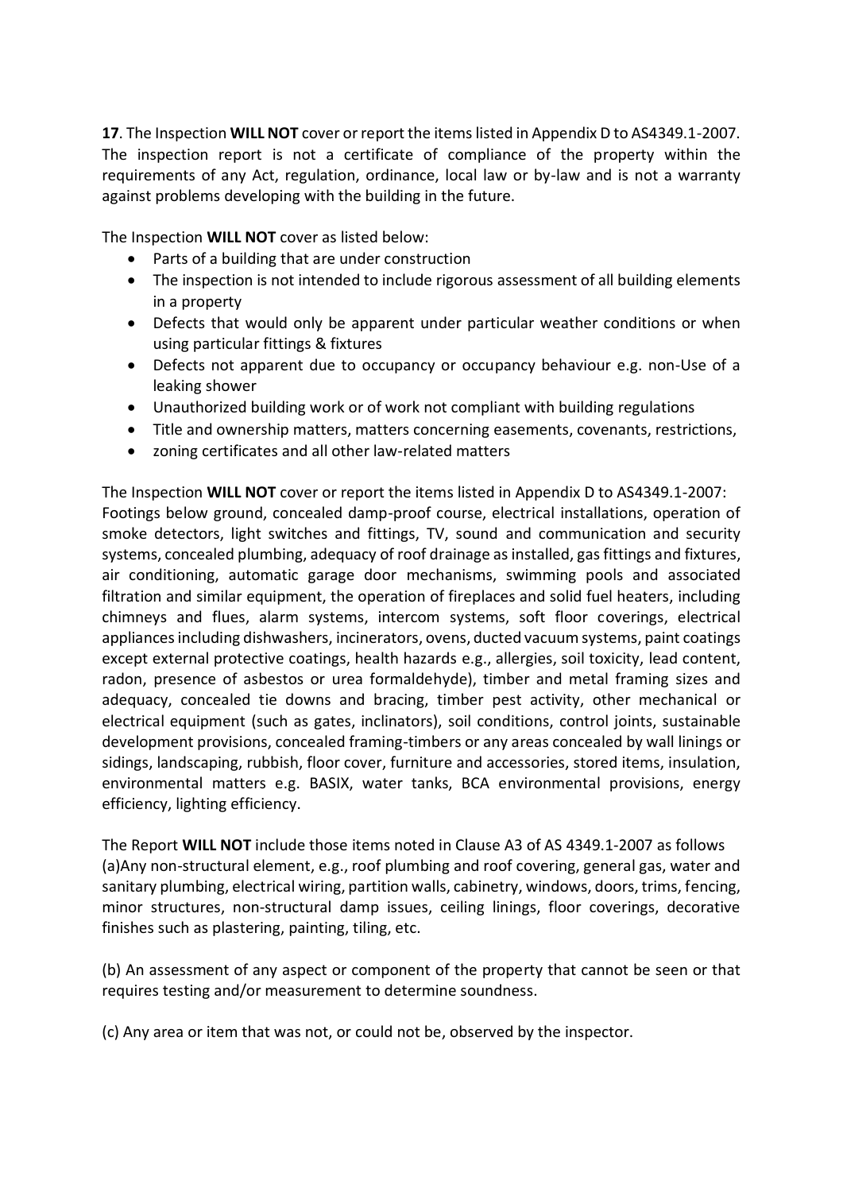**17**. The Inspection **WILL NOT** cover or report the items listed in Appendix D to AS4349.1-2007. The inspection report is not a certificate of compliance of the property within the requirements of any Act, regulation, ordinance, local law or by-law and is not a warranty against problems developing with the building in the future.

The Inspection **WILL NOT** cover as listed below:

- Parts of a building that are under construction
- The inspection is not intended to include rigorous assessment of all building elements in a property
- Defects that would only be apparent under particular weather conditions or when using particular fittings & fixtures
- Defects not apparent due to occupancy or occupancy behaviour e.g. non-Use of a leaking shower
- Unauthorized building work or of work not compliant with building regulations
- Title and ownership matters, matters concerning easements, covenants, restrictions,
- zoning certificates and all other law-related matters

The Inspection **WILL NOT** cover or report the items listed in Appendix D to AS4349.1-2007: Footings below ground, concealed damp-proof course, electrical installations, operation of smoke detectors, light switches and fittings, TV, sound and communication and security systems, concealed plumbing, adequacy of roof drainage as installed, gas fittings and fixtures, air conditioning, automatic garage door mechanisms, swimming pools and associated filtration and similar equipment, the operation of fireplaces and solid fuel heaters, including chimneys and flues, alarm systems, intercom systems, soft floor coverings, electrical appliances including dishwashers, incinerators, ovens, ducted vacuum systems, paint coatings except external protective coatings, health hazards e.g., allergies, soil toxicity, lead content, radon, presence of asbestos or urea formaldehyde), timber and metal framing sizes and adequacy, concealed tie downs and bracing, timber pest activity, other mechanical or electrical equipment (such as gates, inclinators), soil conditions, control joints, sustainable development provisions, concealed framing-timbers or any areas concealed by wall linings or sidings, landscaping, rubbish, floor cover, furniture and accessories, stored items, insulation, environmental matters e.g. BASIX, water tanks, BCA environmental provisions, energy efficiency, lighting efficiency.

The Report **WILL NOT** include those items noted in Clause A3 of AS 4349.1-2007 as follows
(a)Any non-structural element, e.g., roof plumbing and roof covering, general gas, water and sanitary plumbing, electrical wiring, partition walls, cabinetry, windows, doors, trims, fencing, minor structures, non-structural damp issues, ceiling linings, floor coverings, decorative finishes such as plastering, painting, tiling, etc.

(b) An assessment of any aspect or component of the property that cannot be seen or that requires testing and/or measurement to determine soundness.

(c) Any area or item that was not, or could not be, observed by the inspector.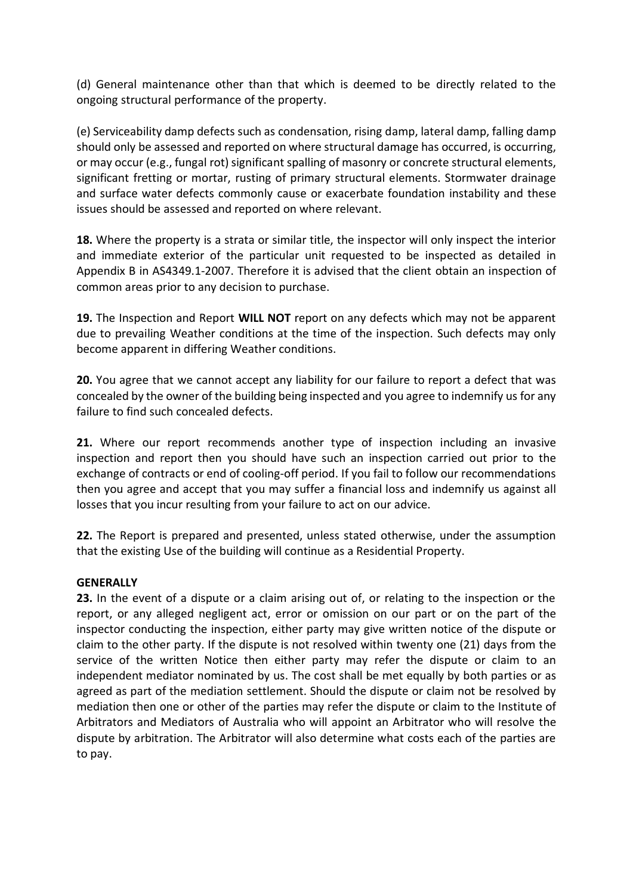(d) General maintenance other than that which is deemed to be directly related to the ongoing structural performance of the property.

(e) Serviceability damp defects such as condensation, rising damp, lateral damp, falling damp should only be assessed and reported on where structural damage has occurred, is occurring, or may occur (e.g., fungal rot) significant spalling of masonry or concrete structural elements, significant fretting or mortar, rusting of primary structural elements. Stormwater drainage and surface water defects commonly cause or exacerbate foundation instability and these issues should be assessed and reported on where relevant.

**18.** Where the property is a strata or similar title, the inspector will only inspect the interior and immediate exterior of the particular unit requested to be inspected as detailed in Appendix B in AS4349.1-2007. Therefore it is advised that the client obtain an inspection of common areas prior to any decision to purchase.

**19.** The Inspection and Report **WILL NOT** report on any defects which may not be apparent due to prevailing Weather conditions at the time of the inspection. Such defects may only become apparent in differing Weather conditions.

**20.** You agree that we cannot accept any liability for our failure to report a defect that was concealed by the owner of the building being inspected and you agree to indemnify us for any failure to find such concealed defects.

**21.** Where our report recommends another type of inspection including an invasive inspection and report then you should have such an inspection carried out prior to the exchange of contracts or end of cooling-off period. If you fail to follow our recommendations then you agree and accept that you may suffer a financial loss and indemnify us against all losses that you incur resulting from your failure to act on our advice.

**22.** The Report is prepared and presented, unless stated otherwise, under the assumption that the existing Use of the building will continue as a Residential Property.

**GENERALLY**

**23.** In the event of a dispute or a claim arising out of, or relating to the inspection or the report, or any alleged negligent act, error or omission on our part or on the part of the inspector conducting the inspection, either party may give written notice of the dispute or claim to the other party. If the dispute is not resolved within twenty one (21) days from the service of the written Notice then either party may refer the dispute or claim to an independent mediator nominated by us. The cost shall be met equally by both parties or as agreed as part of the mediation settlement. Should the dispute or claim not be resolved by mediation then one or other of the parties may refer the dispute or claim to the Institute of Arbitrators and Mediators of Australia who will appoint an Arbitrator who will resolve the dispute by arbitration. The Arbitrator will also determine what costs each of the parties are to pay.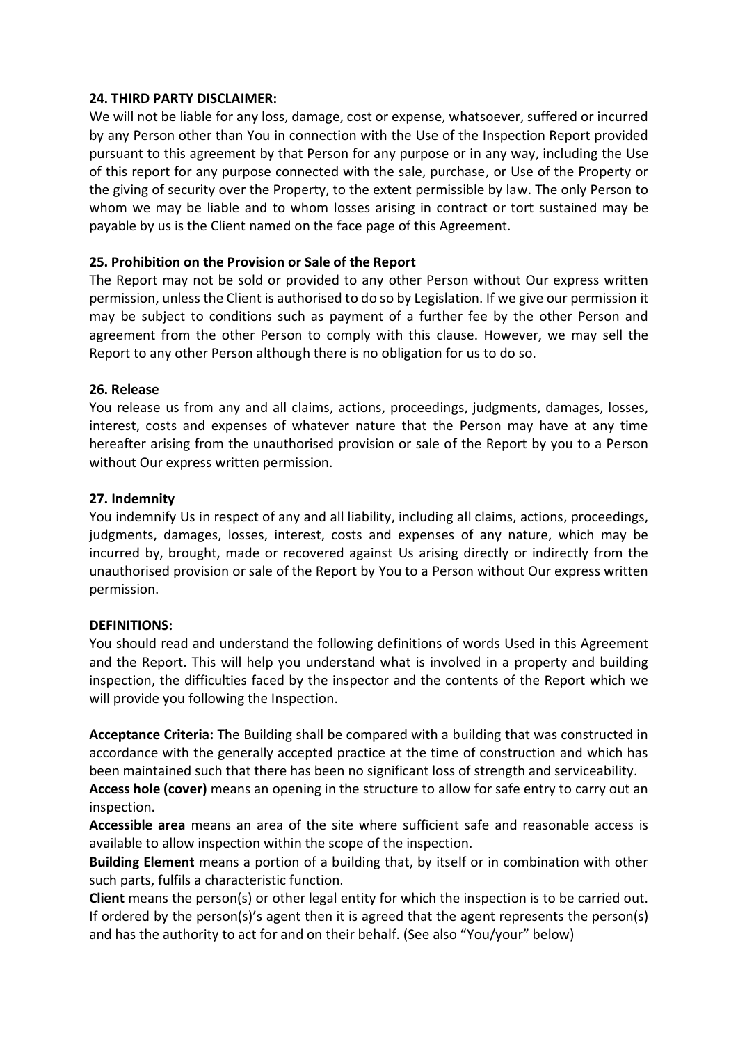**24. THIRD PARTY DISCLAIMER:**

We will not be liable for any loss, damage, cost or expense, whatsoever, suffered or incurred by any Person other than You in connection with the Use of the Inspection Report provided pursuant to this agreement by that Person for any purpose or in any way, including the Use of this report for any purpose connected with the sale, purchase, or Use of the Property or the giving of security over the Property, to the extent permissible by law. The only Person to whom we may be liable and to whom losses arising in contract or tort sustained may be payable by us is the Client named on the face page of this Agreement.

**25. Prohibition on the Provision or Sale of the Report**

The Report may not be sold or provided to any other Person without Our express written permission, unless the Client is authorised to do so by Legislation. If we give our permission it may be subject to conditions such as payment of a further fee by the other Person and agreement from the other Person to comply with this clause. However, we may sell the Report to any other Person although there is no obligation for us to do so.

**26. Release**

You release us from any and all claims, actions, proceedings, judgments, damages, losses, interest, costs and expenses of whatever nature that the Person may have at any time hereafter arising from the unauthorised provision or sale of the Report by you to a Person without Our express written permission.

**27. Indemnity**

You indemnify Us in respect of any and all liability, including all claims, actions, proceedings, judgments, damages, losses, interest, costs and expenses of any nature, which may be incurred by, brought, made or recovered against Us arising directly or indirectly from the unauthorised provision or sale of the Report by You to a Person without Our express written permission.

**DEFINITIONS:**

You should read and understand the following definitions of words Used in this Agreement and the Report. This will help you understand what is involved in a property and building inspection, the difficulties faced by the inspector and the contents of the Report which we will provide you following the Inspection.

**Acceptance Criteria:** The Building shall be compared with a building that was constructed in accordance with the generally accepted practice at the time of construction and which has been maintained such that there has been no significant loss of strength and serviceability.

**Access hole (cover)** means an opening in the structure to allow for safe entry to carry out an inspection.

**Accessible area** means an area of the site where sufficient safe and reasonable access is available to allow inspection within the scope of the inspection.

**Building Element** means a portion of a building that, by itself or in combination with other such parts, fulfils a characteristic function.

**Client** means the person(s) or other legal entity for which the inspection is to be carried out. If ordered by the person(s)'s agent then it is agreed that the agent represents the person(s) and has the authority to act for and on their behalf. (See also "You/your" below)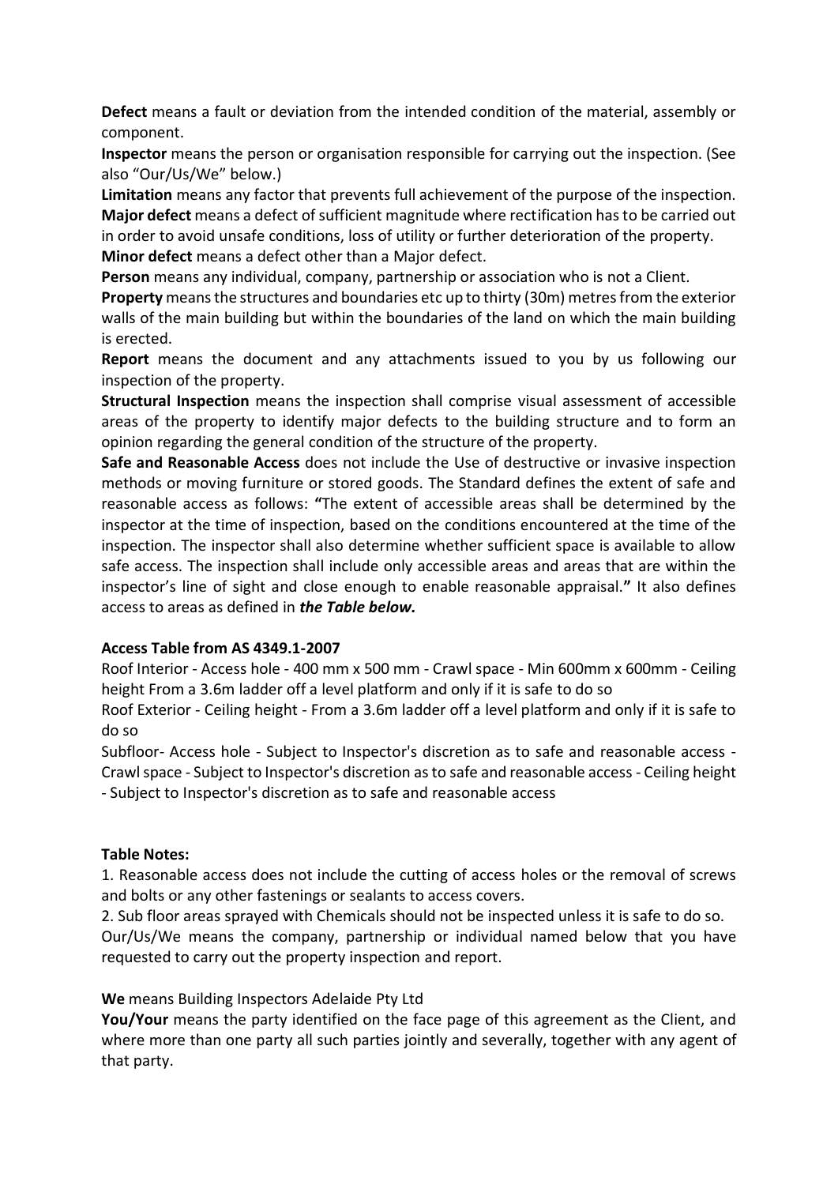**Defect** means a fault or deviation from the intended condition of the material, assembly or component.

**Inspector** means the person or organisation responsible for carrying out the inspection. (See also "Our/Us/We" below.)

**Limitation** means any factor that prevents full achievement of the purpose of the inspection.

**Major defect** means a defect of sufficient magnitude where rectification has to be carried out in order to avoid unsafe conditions, loss of utility or further deterioration of the property.

**Minor defect** means a defect other than a Major defect.

**Person** means any individual, company, partnership or association who is not a Client.

**Property** means the structures and boundaries etc up to thirty (30m) metres from the exterior walls of the main building but within the boundaries of the land on which the main building is erected.

**Report** means the document and any attachments issued to you by us following our inspection of the property.

**Structural Inspection** means the inspection shall comprise visual assessment of accessible areas of the property to identify major defects to the building structure and to form an opinion regarding the general condition of the structure of the property.

**Safe and Reasonable Access** does not include the Use of destructive or invasive inspection methods or moving furniture or stored goods. The Standard defines the extent of safe and reasonable access as follows: **"**The extent of accessible areas shall be determined by the inspector at the time of inspection, based on the conditions encountered at the time of the inspection. The inspector shall also determine whether sufficient space is available to allow safe access. The inspection shall include only accessible areas and areas that are within the inspector's line of sight and close enough to enable reasonable appraisal.**"** It also defines access to areas as defined in ***the Table below.***

**Access Table from AS 4349.1-2007**

Roof Interior - Access hole - 400 mm x 500 mm - Crawl space - Min 600mm x 600mm - Ceiling height From a 3.6m ladder off a level platform and only if it is safe to do so

Roof Exterior - Ceiling height - From a 3.6m ladder off a level platform and only if it is safe to do so

Subfloor- Access hole - Subject to Inspector's discretion as to safe and reasonable access - Crawl space - Subject to Inspector's discretion as to safe and reasonable access - Ceiling height - Subject to Inspector's discretion as to safe and reasonable access

**Table Notes:**

1. Reasonable access does not include the cutting of access holes or the removal of screws and bolts or any other fastenings or sealants to access covers.
2. Sub floor areas sprayed with Chemicals should not be inspected unless it is safe to do so.

Our/Us/We means the company, partnership or individual named below that you have requested to carry out the property inspection and report.

**We** means Building Inspectors Adelaide Pty Ltd

**You/Your** means the party identified on the face page of this agreement as the Client, and where more than one party all such parties jointly and severally, together with any agent of that party.